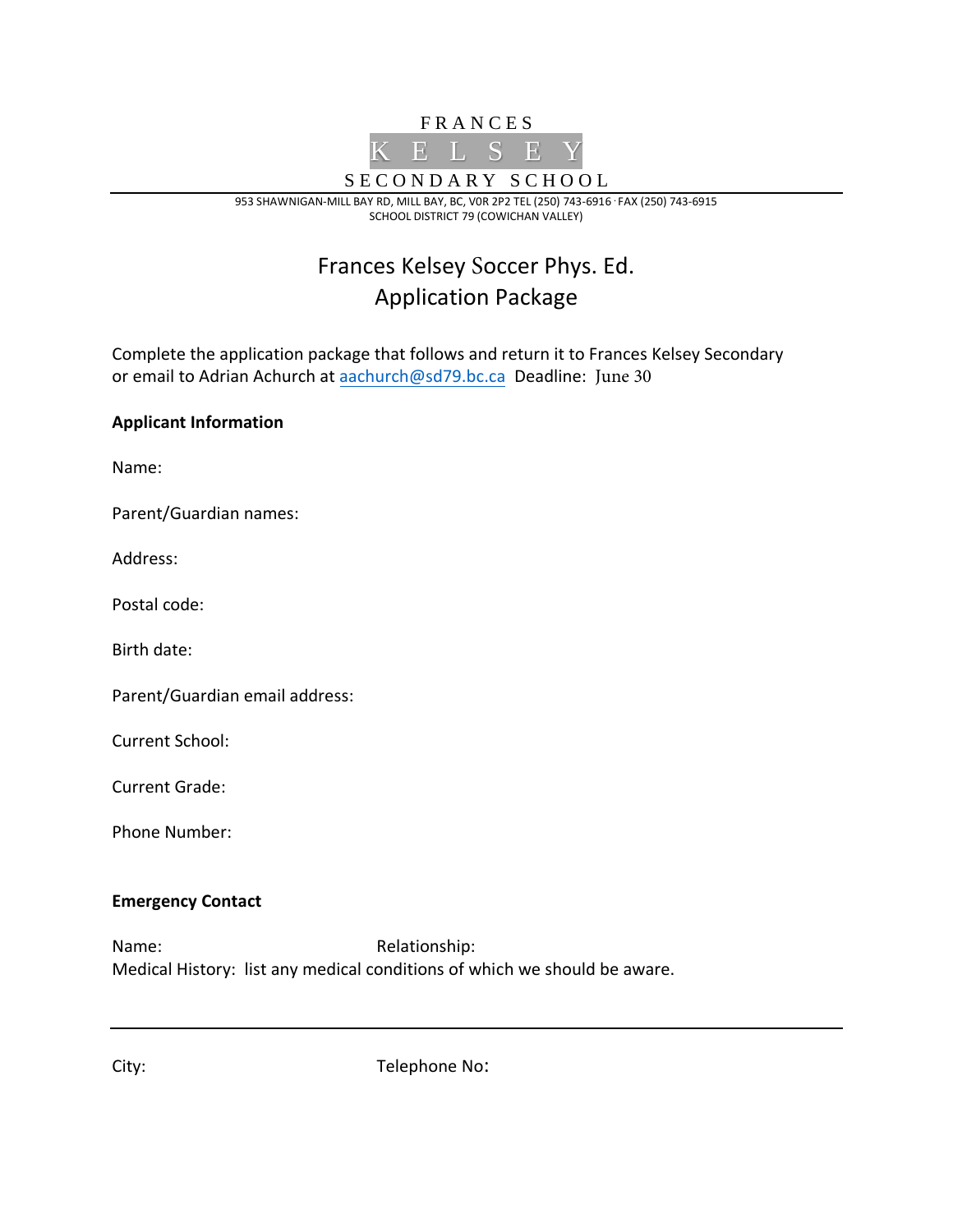FRANCES

KELSEY

SECONDARY SCHOOL

953 SHAWNIGAN-MILL BAY RD, MILL BAY, BC, V0R 2P2 TEL (250) 743-6916 · FAX (250) 743-6915
SCHOOL DISTRICT 79 (COWICHAN VALLEY)

# Frances Kelsey Soccer Phys. Ed. Application Package

Complete the application package that follows and return it to Frances Kelsey Secondary or email to Adrian Achurch at aachurch@sd79.bc.ca Deadline: June 30

**Applicant Information**

Name:

Parent/Guardian names:

Address:

Postal code:

Birth date:

Parent/Guardian email address:

Current School:

Current Grade:

Phone Number:

**Emergency Contact**

Name: Relationship:

Medical History: list any medical conditions of which we should be aware.

---

City: Telephone No: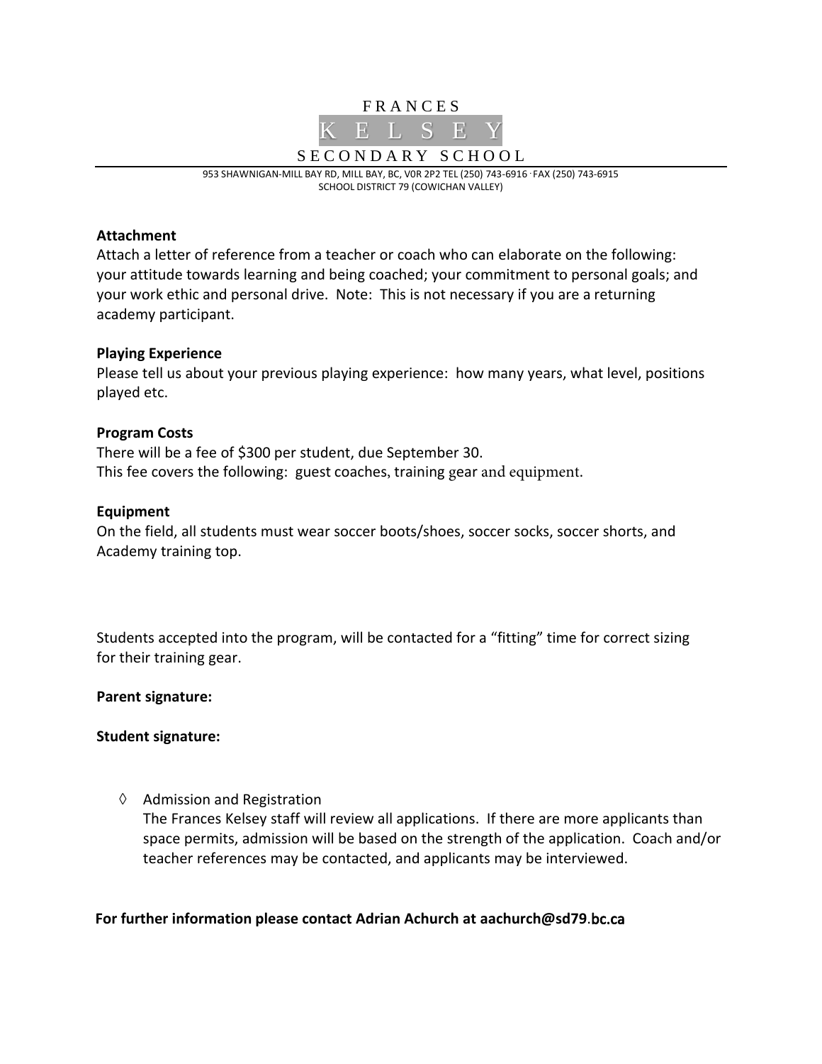FRANCES

KELSEY

SECONDARY SCHOOL

953 SHAWNIGAN-MILL BAY RD, MILL BAY, BC, V0R 2P2 TEL (250) 743-6916 · FAX (250) 743-6915
SCHOOL DISTRICT 79 (COWICHAN VALLEY)

**Attachment**
Attach a letter of reference from a teacher or coach who can elaborate on the following: your attitude towards learning and being coached; your commitment to personal goals; and your work ethic and personal drive. Note: This is not necessary if you are a returning academy participant.

**Playing Experience**
Please tell us about your previous playing experience: how many years, what level, positions played etc.

**Program Costs**
There will be a fee of $300 per student, due September 30.
This fee covers the following: guest coaches, training gear and equipment.

**Equipment**
On the field, all students must wear soccer boots/shoes, soccer socks, soccer shorts, and Academy training top.

Students accepted into the program, will be contacted for a "fitting" time for correct sizing for their training gear.

**Parent signature:**

**Student signature:**

- ◊ Admission and Registration
  The Frances Kelsey staff will review all applications. If there are more applicants than space permits, admission will be based on the strength of the application. Coach and/or teacher references may be contacted, and applicants may be interviewed.

**For further information please contact Adrian Achurch at aachurch@sd79.bc.ca**